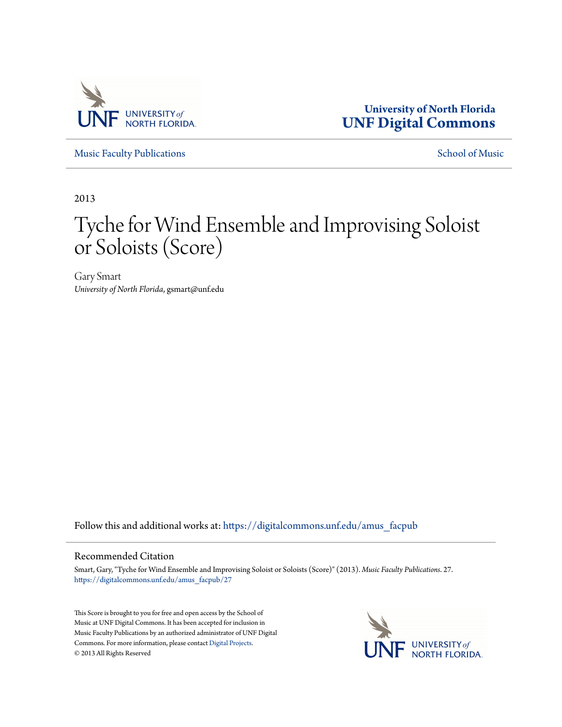University of North Florida
**UNF Digital Commons**

Music Faculty Publications | School of Music

2013

# Tyche for Wind Ensemble and Improvising Soloist or Soloists (Score)

Gary Smart
*University of North Florida*, gsmart@unf.edu

Follow this and additional works at: https://digitalcommons.unf.edu/amus_facpub

## Recommended Citation

Smart, Gary, "Tyche for Wind Ensemble and Improvising Soloist or Soloists (Score)" (2013). *Music Faculty Publications*. 27.
https://digitalcommons.unf.edu/amus_facpub/27

This Score is brought to you for free and open access by the School of Music at UNF Digital Commons. It has been accepted for inclusion in Music Faculty Publications by an authorized administrator of UNF Digital Commons. For more information, please contact Digital Projects.
© 2013 All Rights Reserved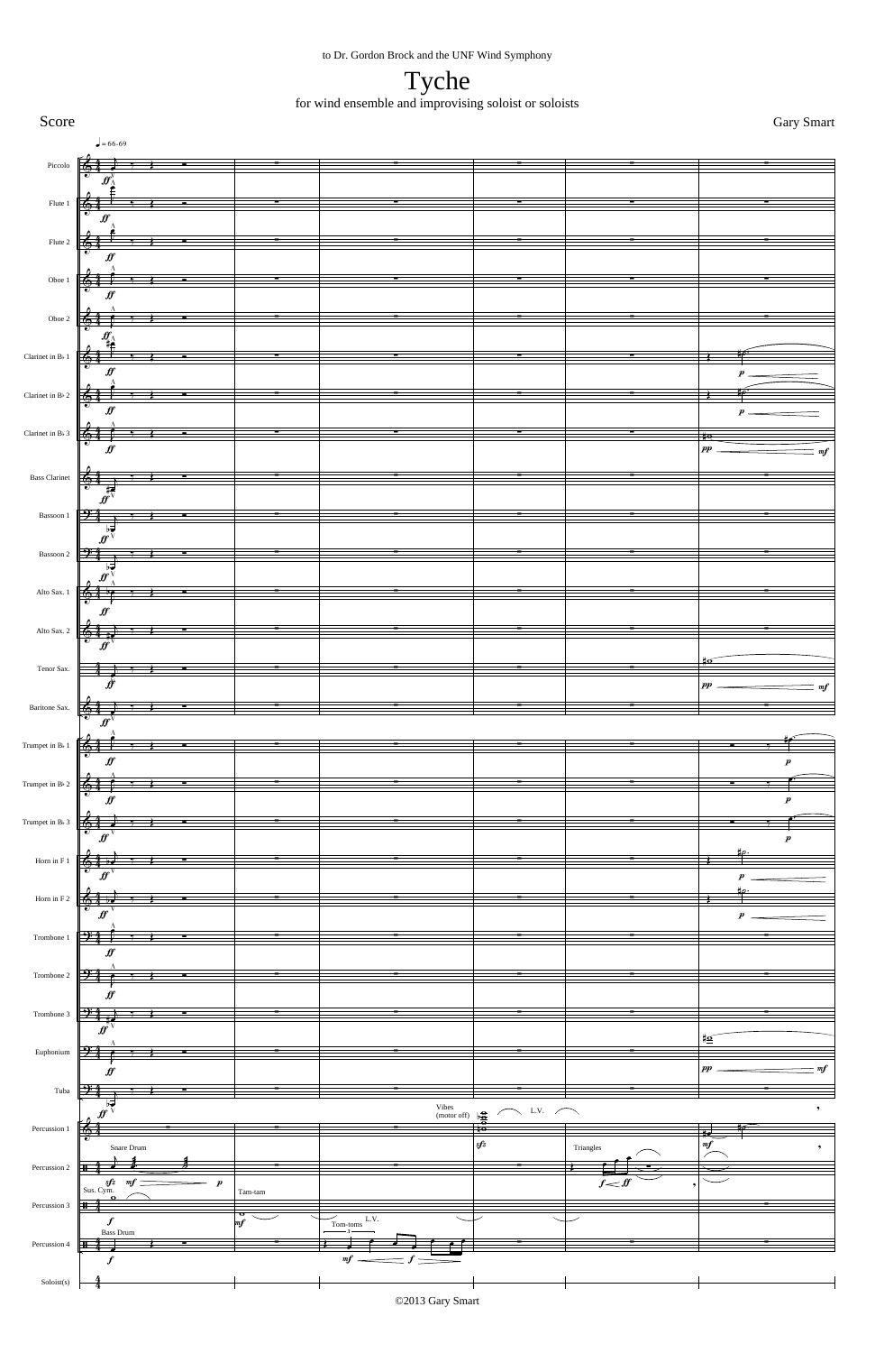to Dr. Gordon Brock and the UNF Wind Symphony

# Tyche

for wind ensemble and improvising soloist or soloists

Score

Gary Smart

©2013 Gary Smart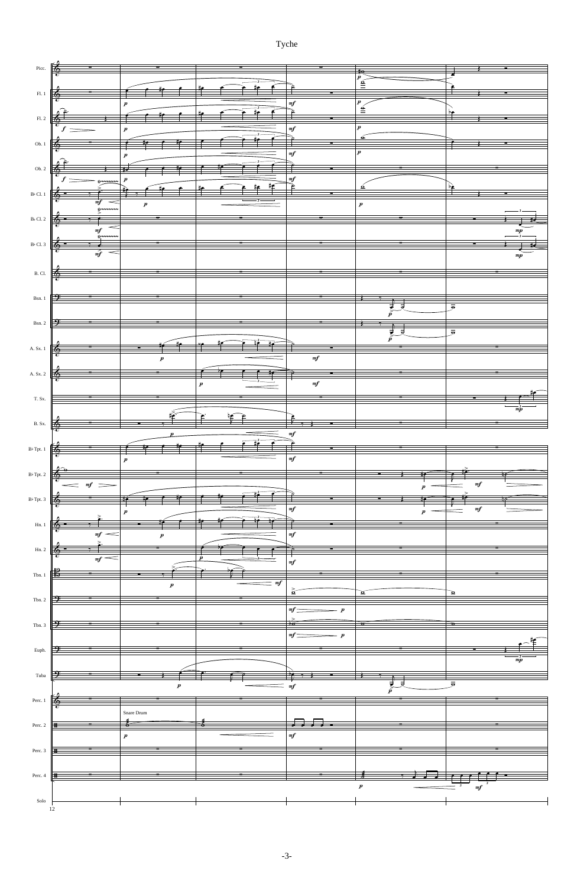Picc.

Fl. 1

Fl. 2

Ob. 1

Ob. 2

B♭ Cl. 1

B♭ Cl. 2

B♭ Cl. 3

B. Cl.

Bsn. 1

Bsn. 2

A. Sx. 1

A. Sx. 2

T. Sx.

B. Sx.

B♭ Tpt. 1

B♭ Tpt. 2

B♭ Tpt. 3

Hn. 1

Hn. 2

Tbn. 1

Tbn. 2

Tbn. 3

Euph.

Tuba

Perc. 1

Perc. 2

Snare Drum

Perc. 3

Perc. 4

Solo

12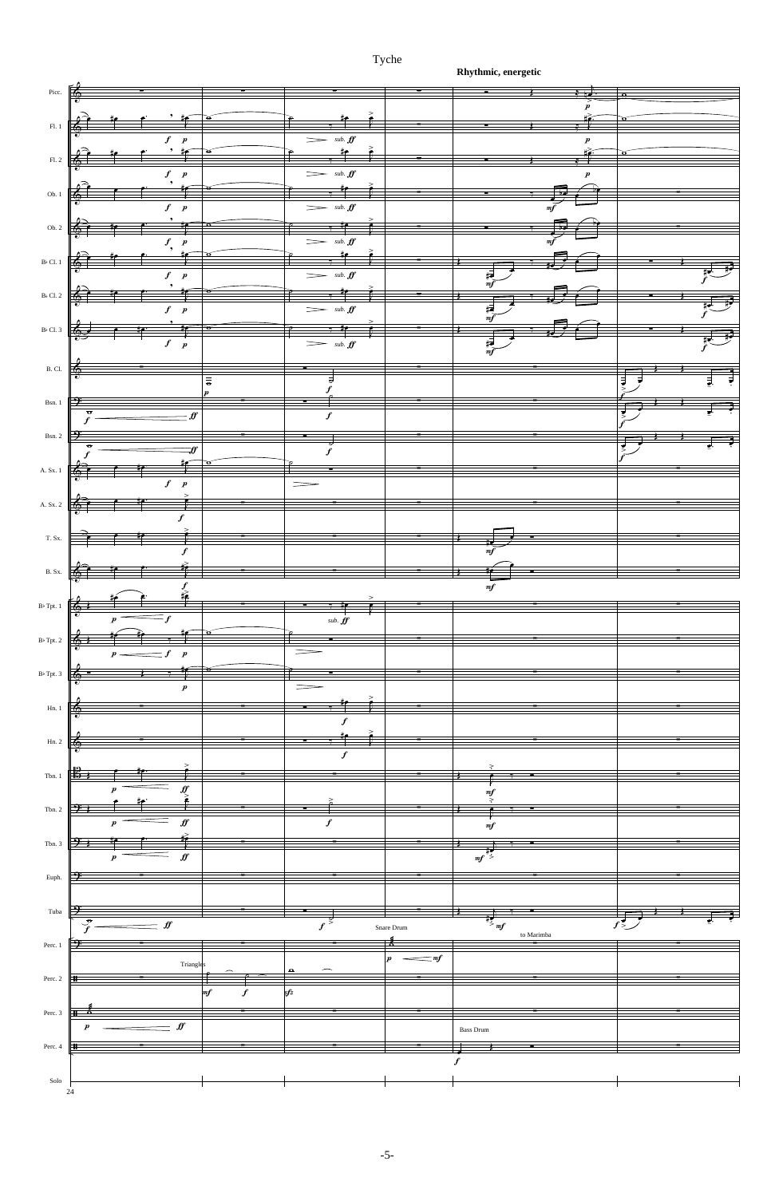**Rhythmic, energetic**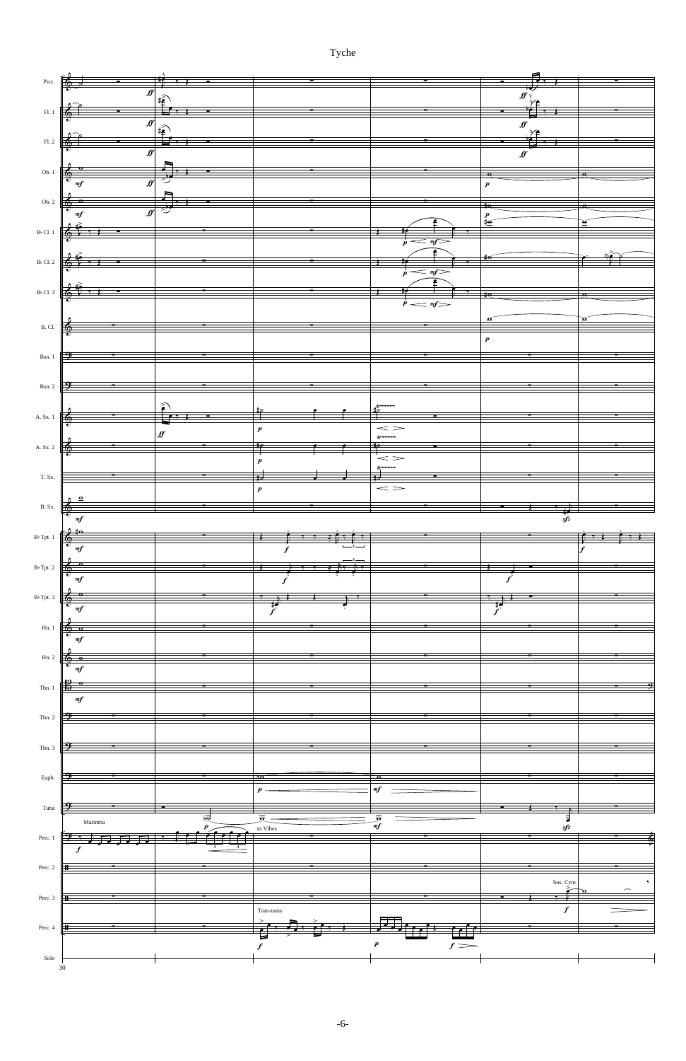# Tyche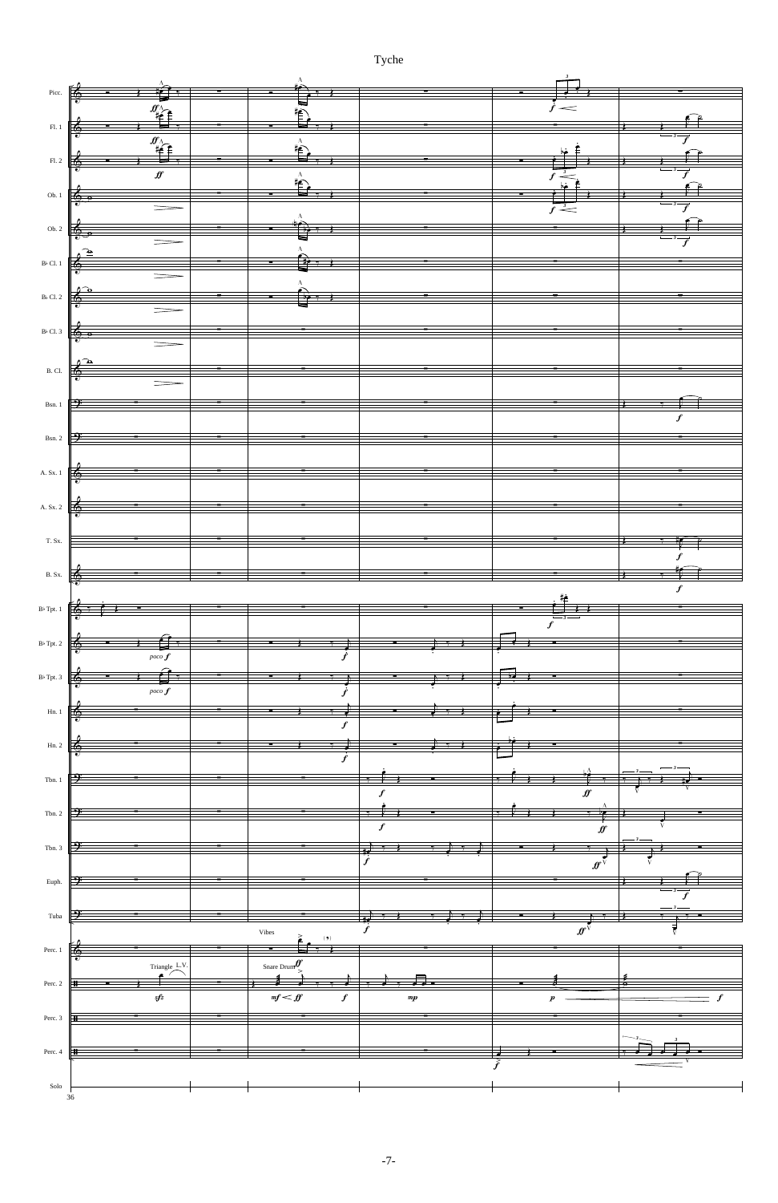# Tyche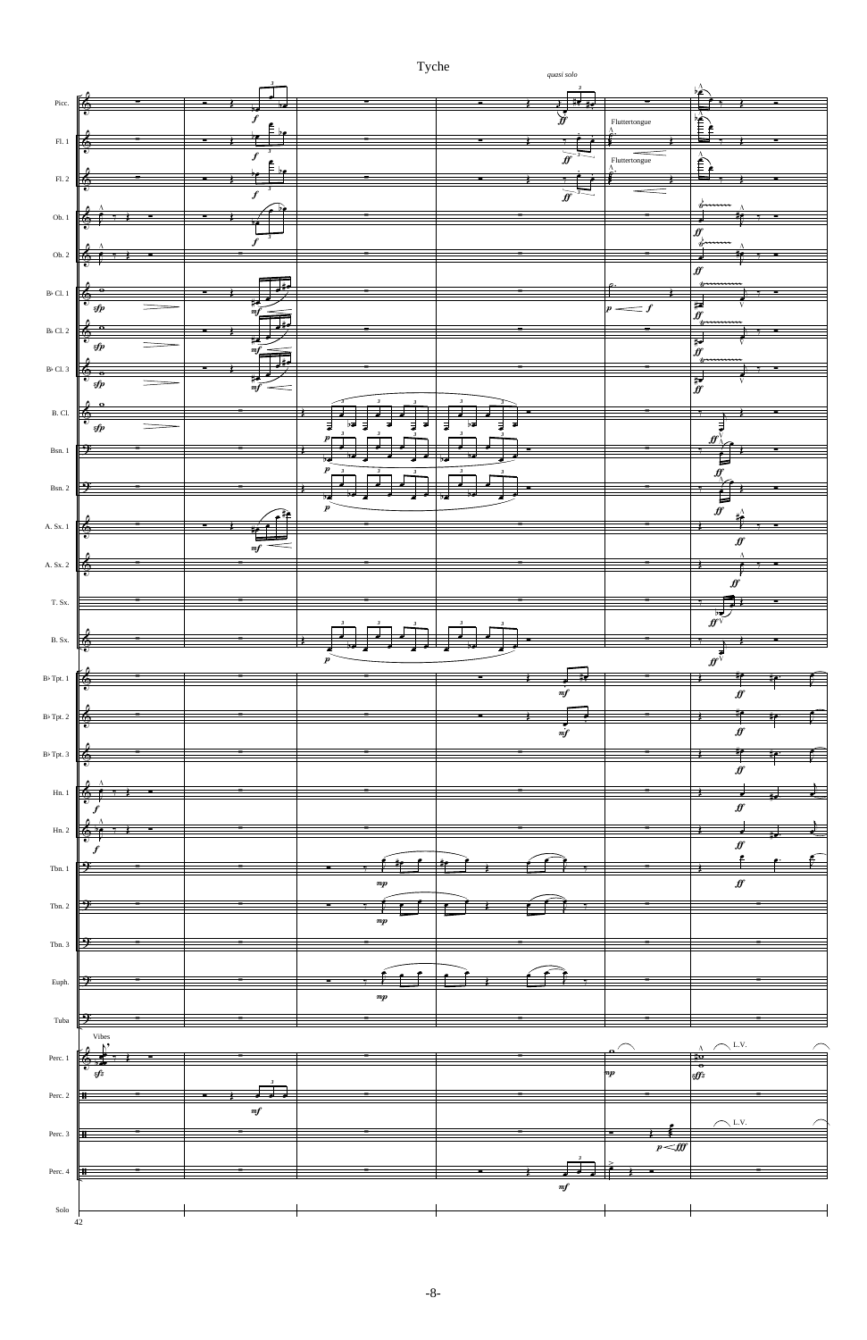# Tyche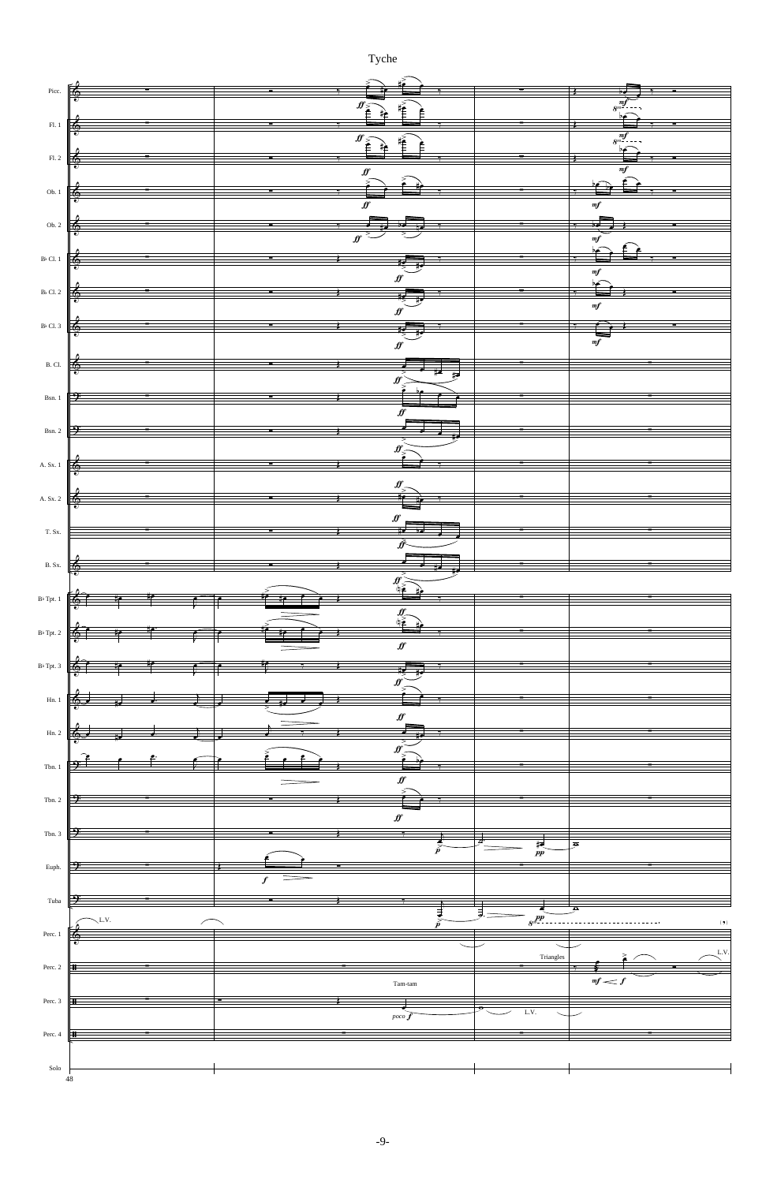# Tyche

Picc.
Fl. 1
Fl. 2
Ob. 1
Ob. 2
B♭ Cl. 1
B♭ Cl. 2
B♭ Cl. 3
B. Cl.
Bsn. 1
Bsn. 2
A. Sx. 1
A. Sx. 2
T. Sx.
B. Sx.
B♭ Tpt. 1
B♭ Tpt. 2
B♭ Tpt. 3
Hn. 1
Hn. 2
Tbn. 1
Tbn. 2
Tbn. 3
Euph.
Tuba
Perc. 1
Perc. 2
Perc. 3
Perc. 4
Solo

48

*ff* *mf* *f* *p* *pp* *poco f*

L.V.

Triangles

Tam-tam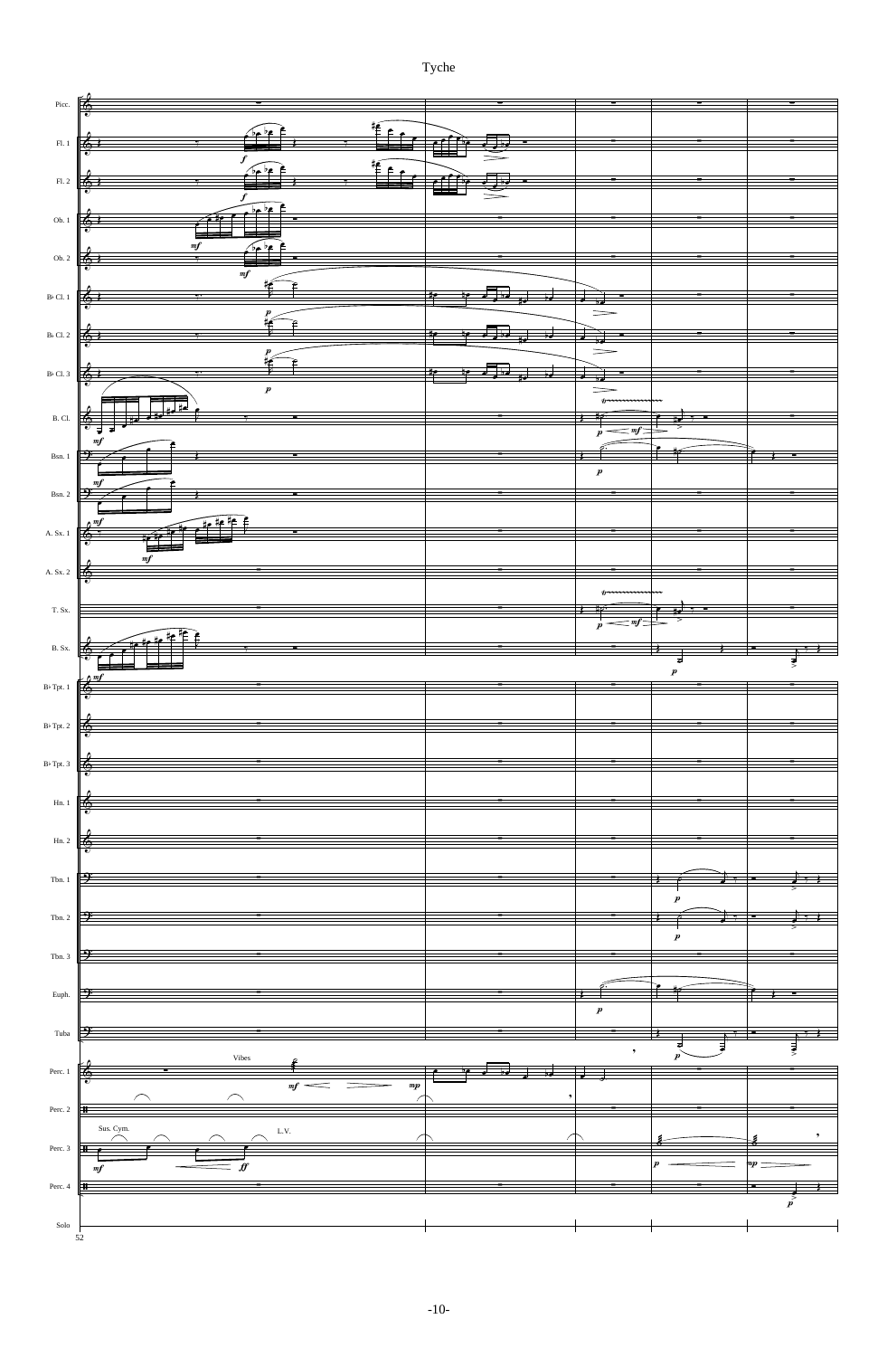Tyche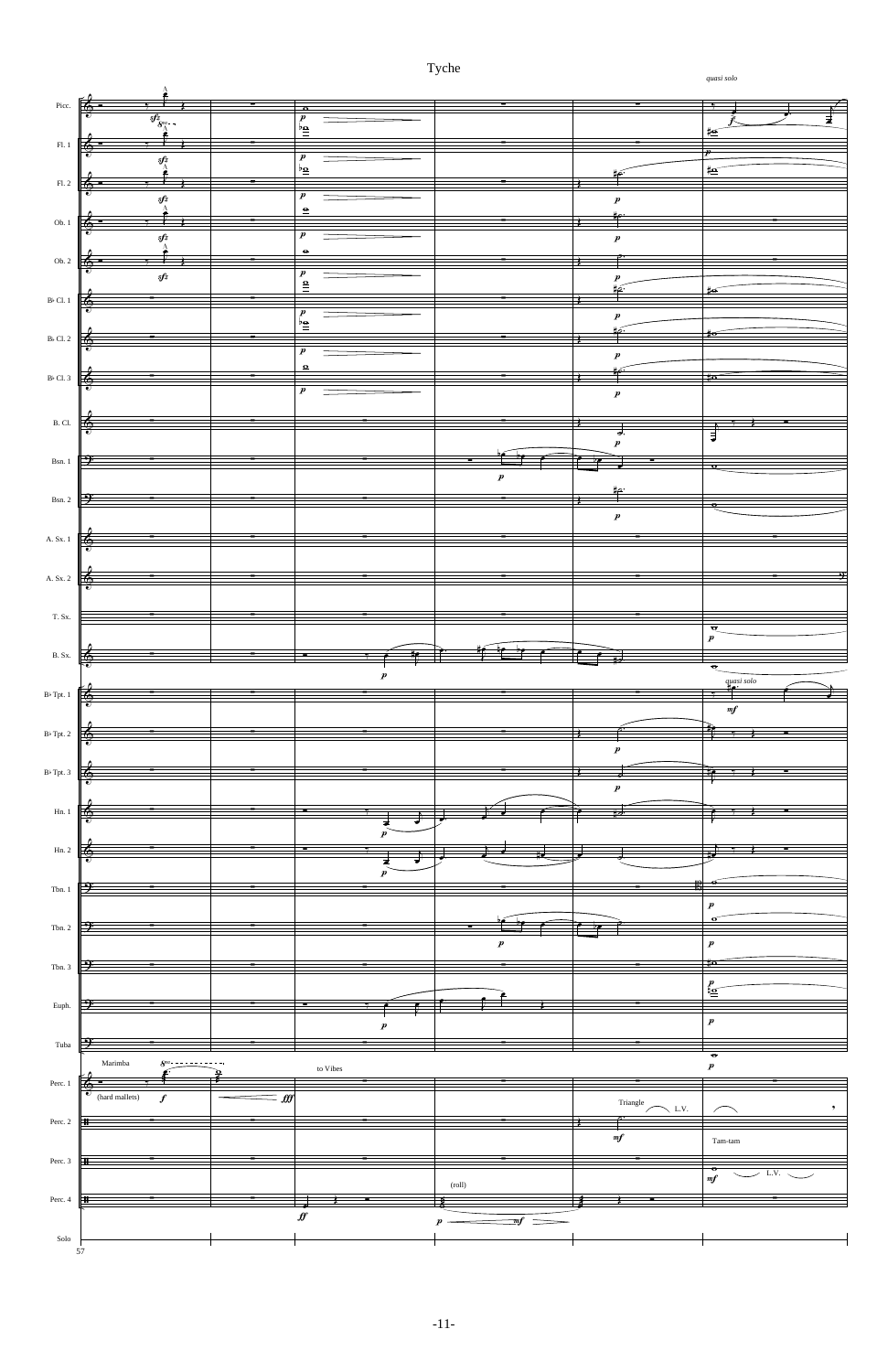# Tyche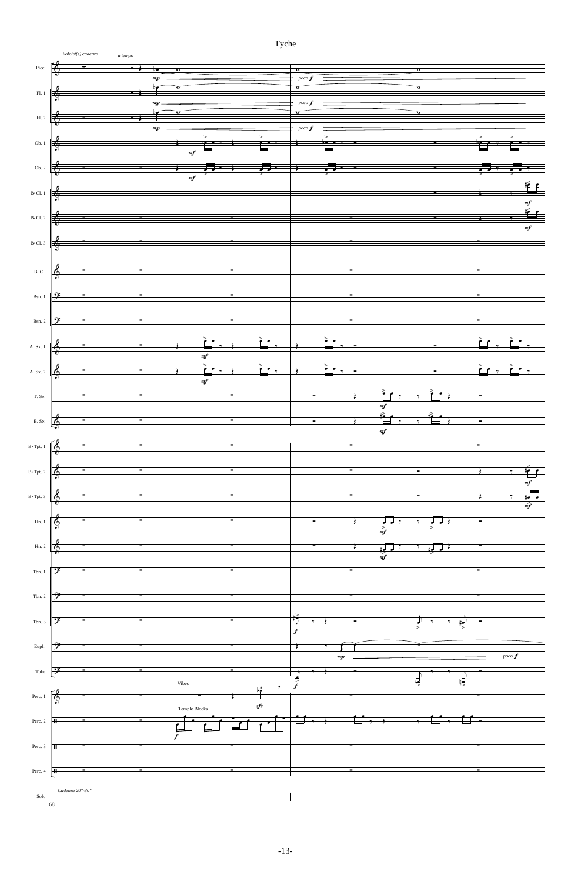# Tyche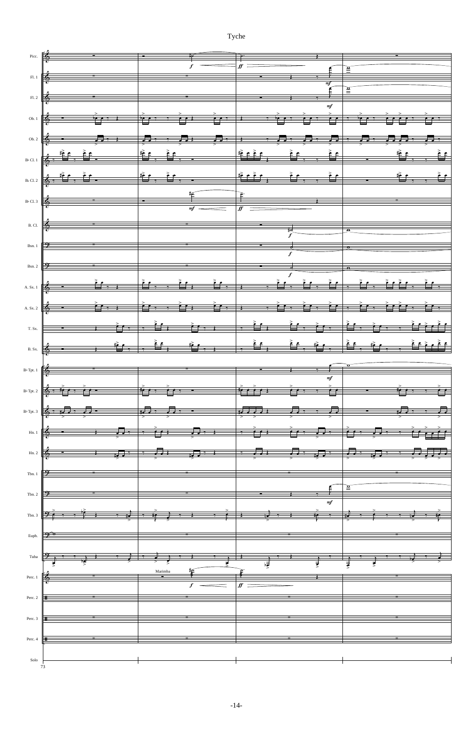# Tyche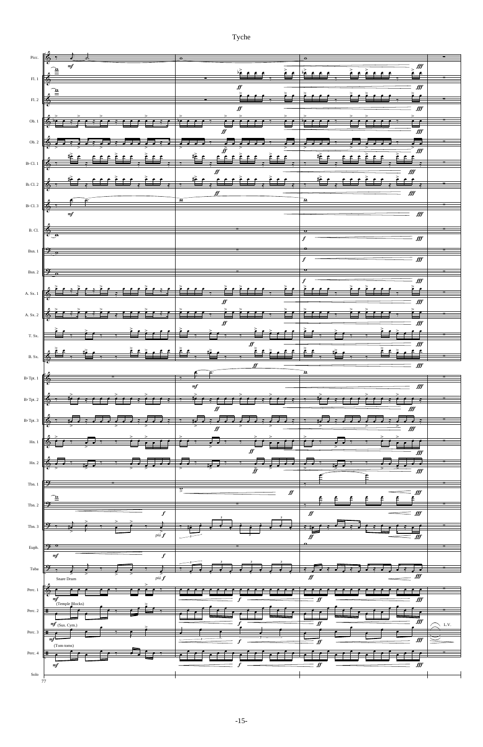# Tyche

Picc.
Fl. 1
Fl. 2
Ob. 1
Ob. 2
B♭ Cl. 1
B♭ Cl. 2
B♭ Cl. 3
B. Cl.
Bsn. 1
Bsn. 2
A. Sx. 1
A. Sx. 2
T. Sx.
B. Sx.
B♭ Tpt. 1
B♭ Tpt. 2
B♭ Tpt. 3
Hn. 1
Hn. 2
Tbn. 1
Tbn. 2
Tbn. 3
Euph.
Tuba
Perc. 1
Perc. 2
Perc. 3
Perc. 4
Solo

77

*mf* *ff* *fff* *f* *più f*

Snare Drum

(Temple Blocks)

(Sus. Cym.)

(Tom-toms)

L.V.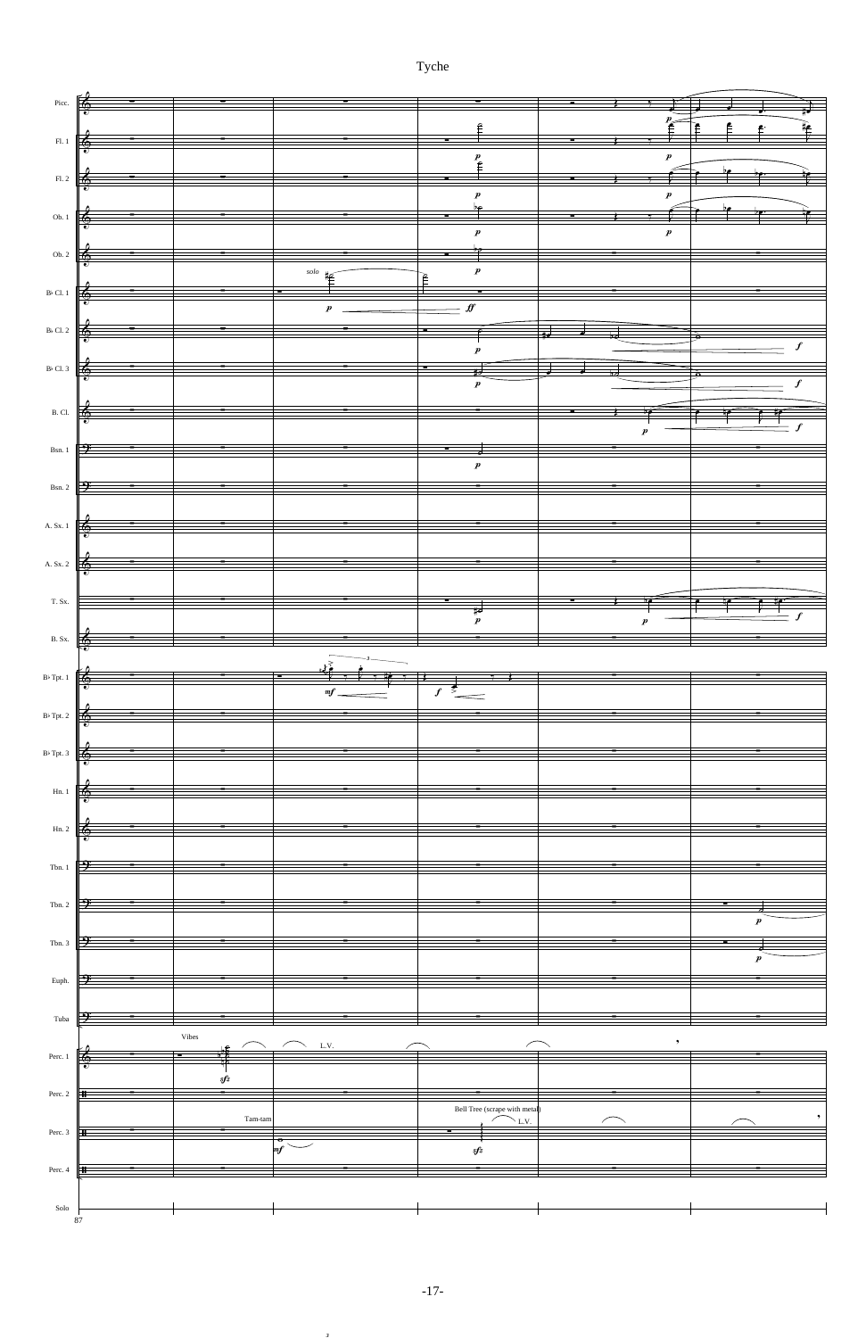Picc.
Fl. 1
Fl. 2
Ob. 1
Ob. 2
B♭ Cl. 1
B♭ Cl. 2
B♭ Cl. 3
B. Cl.
Bsn. 1
Bsn. 2
A. Sx. 1
A. Sx. 2
T. Sx.
B. Sx.
B♭ Tpt. 1
B♭ Tpt. 2
B♭ Tpt. 3
Hn. 1
Hn. 2
Tbn. 1
Tbn. 2
Tbn. 3
Euph.
Tuba
Perc. 1
Perc. 2
Perc. 3
Perc. 4
Solo

87

solo

Vibes

L.V.

Tam-tam

Bell Tree (scrape with metal)

L.V.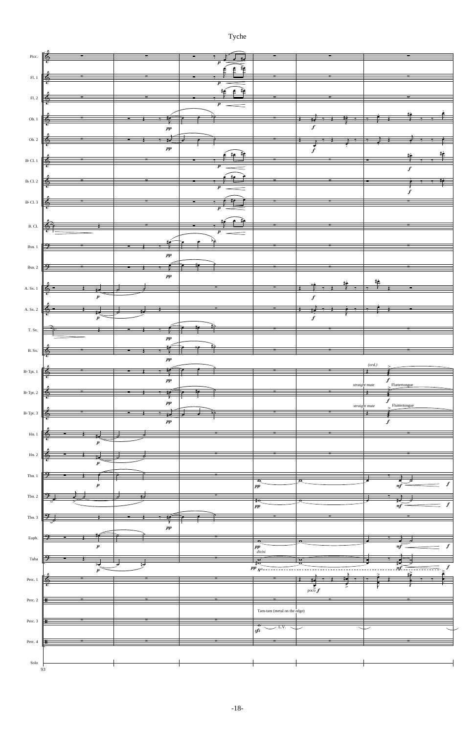Picc.
Fl. 1
Fl. 2
Ob. 1
Ob. 2
B♭ Cl. 1
B♭ Cl. 2
B♭ Cl. 3
B. Cl.
Bsn. 1
Bsn. 2
A. Sx. 1
A. Sx. 2
T. Sx.
B. Sx.
B♭ Tpt. 1
B♭ Tpt. 2
B♭ Tpt. 3
Hn. 1
Hn. 2
Tbn. 1
Tbn. 2
Tbn. 3
Euph.
Tuba
Perc. 1
Perc. 2
Perc. 3
Perc. 4
Solo

93

*(ord.)*

*straight mute* — Fluttertongue

*straight mute* — Fluttertongue

*divisi*

*poco f*

Tam-tam (metal on the edge)

L.V.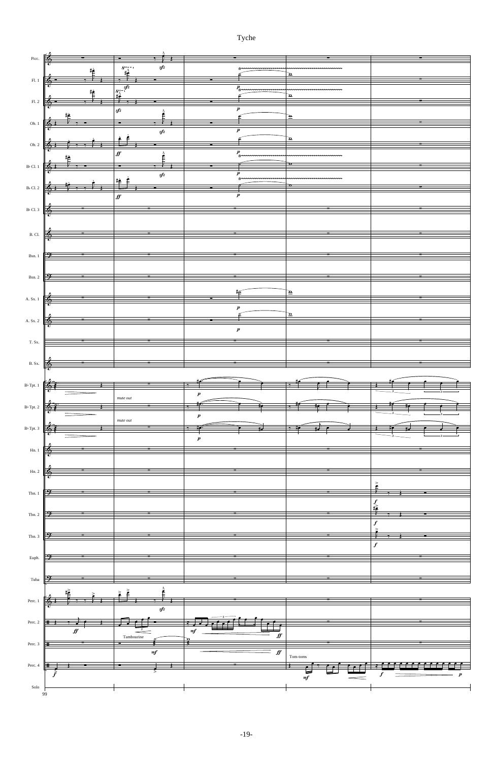# Tyche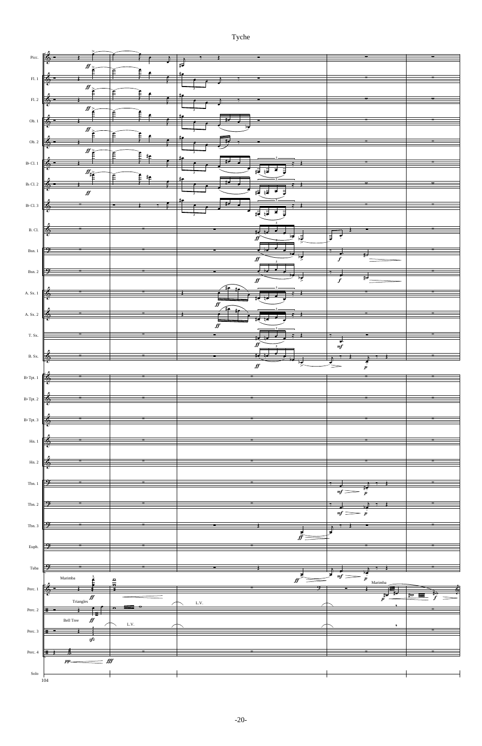# Tyche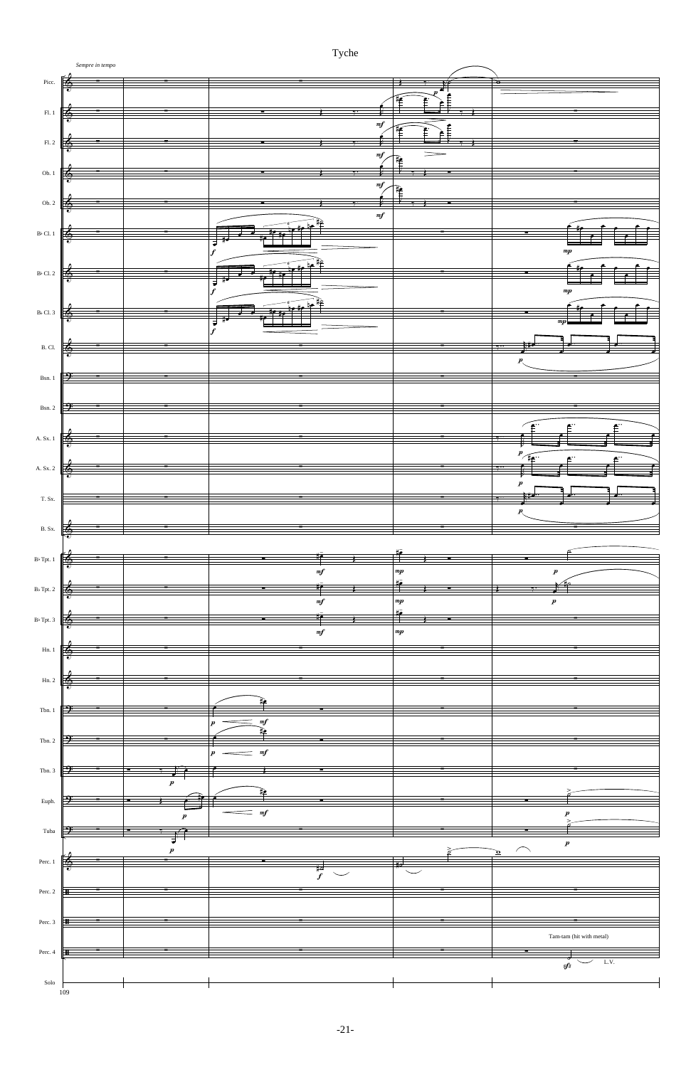# Tyche

*Sempre in tempo*

Picc.
Fl. 1
Fl. 2
Ob. 1
Ob. 2
B♭ Cl. 1
B♭ Cl. 2
B♭ Cl. 3
B. Cl.
Bsn. 1
Bsn. 2
A. Sx. 1
A. Sx. 2
T. Sx.
B. Sx.
B♭ Tpt. 1
B♭ Tpt. 2
B♭ Tpt. 3
Hn. 1
Hn. 2
Tbn. 1
Tbn. 2
Tbn. 3
Euph.
Tuba
Perc. 1
Perc. 2
Perc. 3
Perc. 4
Solo

109

Tam-tam (hit with metal)

L.V.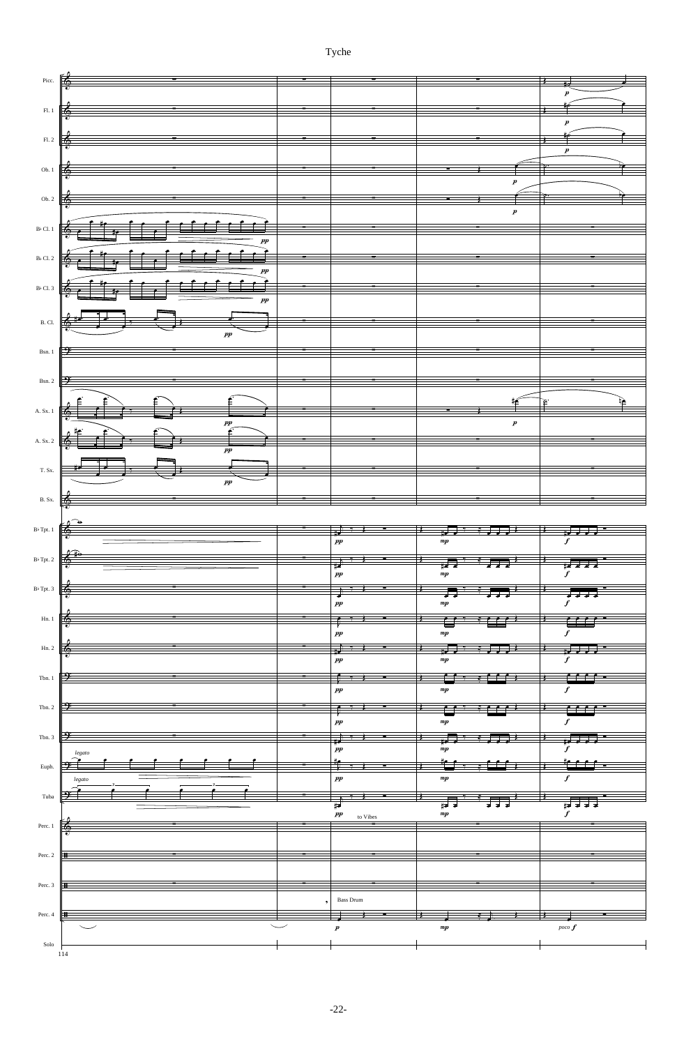Tyche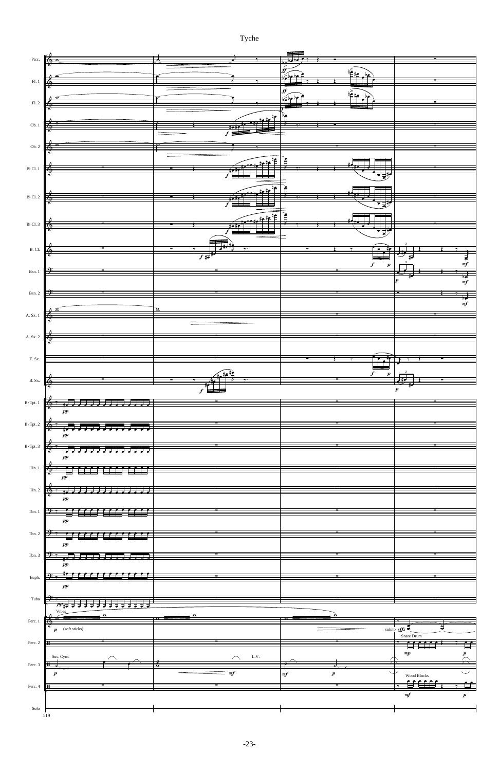# Tyche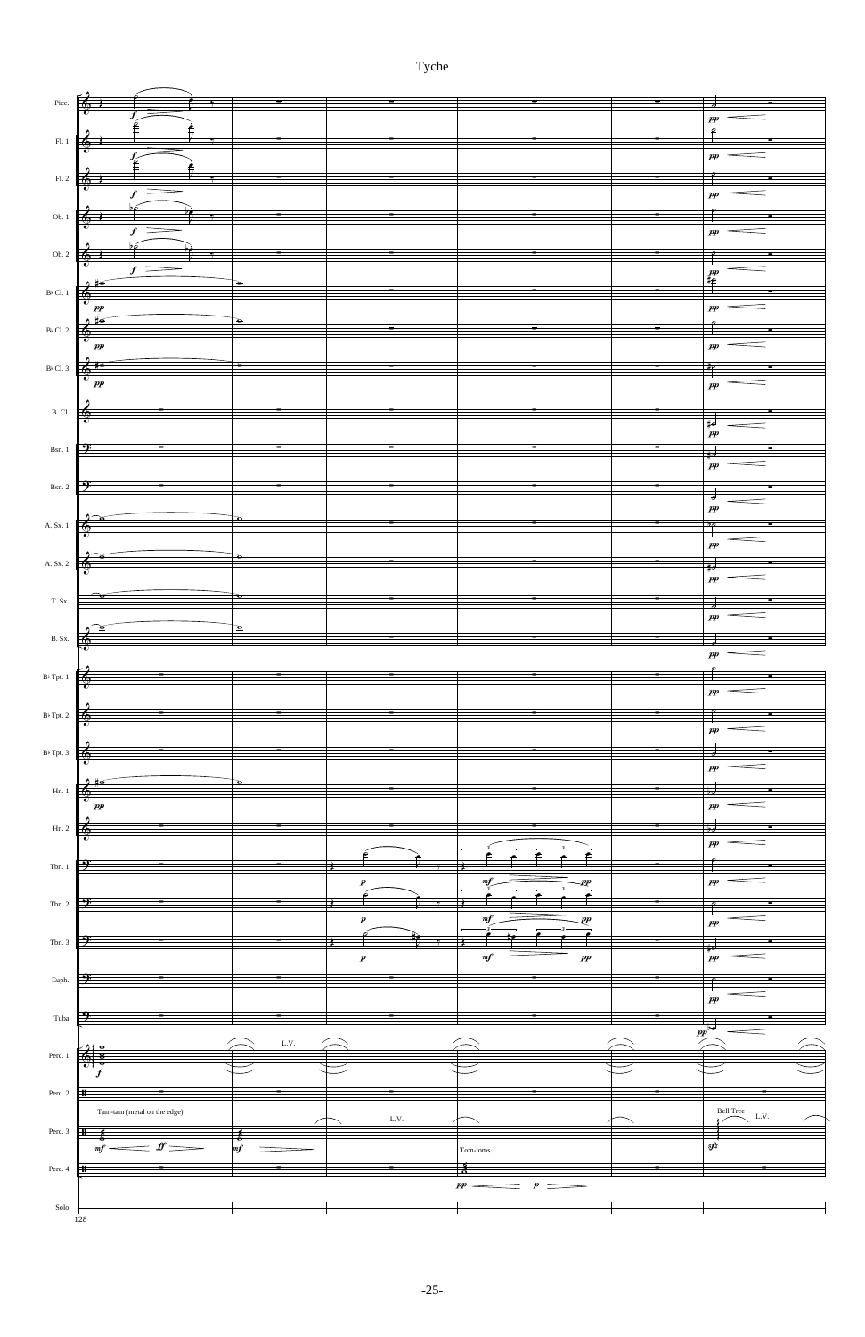# Tyche

Picc.
Fl. 1
Fl. 2
Ob. 1
Ob. 2
B♭ Cl. 1
B♭ Cl. 2
B♭ Cl. 3
B. Cl.
Bsn. 1
Bsn. 2
A. Sx. 1
A. Sx. 2
T. Sx.
B. Sx.
B♭ Tpt. 1
B♭ Tpt. 2
B♭ Tpt. 3
Hn. 1
Hn. 2
Tbn. 1
Tbn. 2
Tbn. 3
Euph.
Tuba
Perc. 1
Perc. 2
Perc. 3
Perc. 4
Solo

128

Tam-tam (metal on the edge)

L.V.

Tom-toms

Bell Tree

L.V.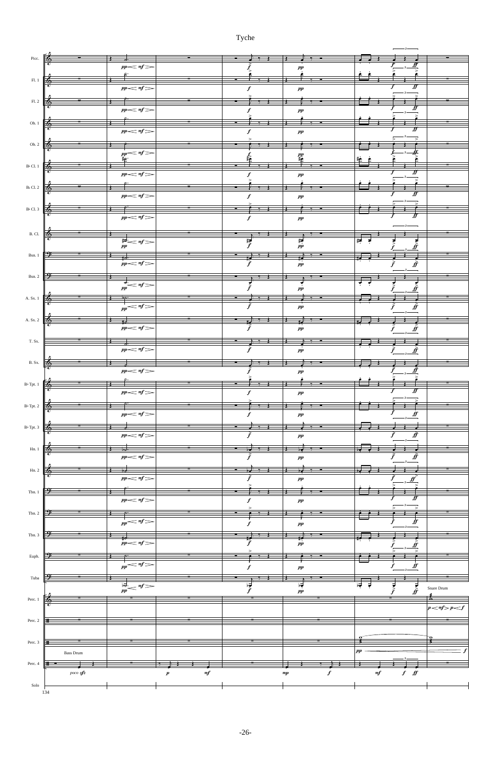# Tyche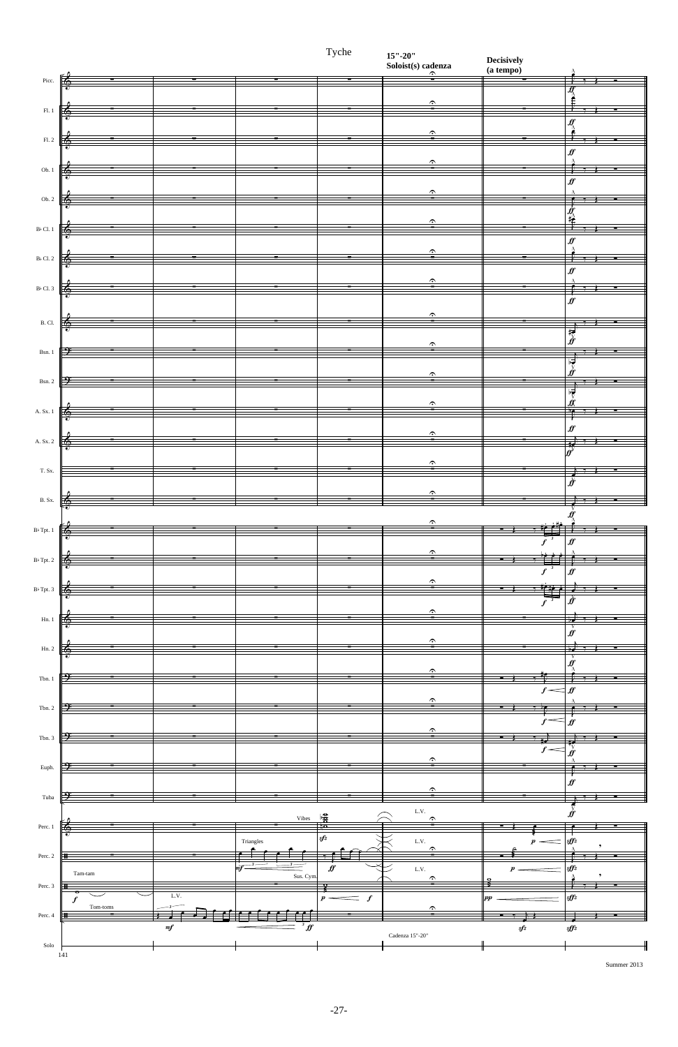# Tyche

**15"-20"**
**Soloist(s) cadenza**

**Decisively**
**(a tempo)**

Cadenza 15"-20"

Summer 2013